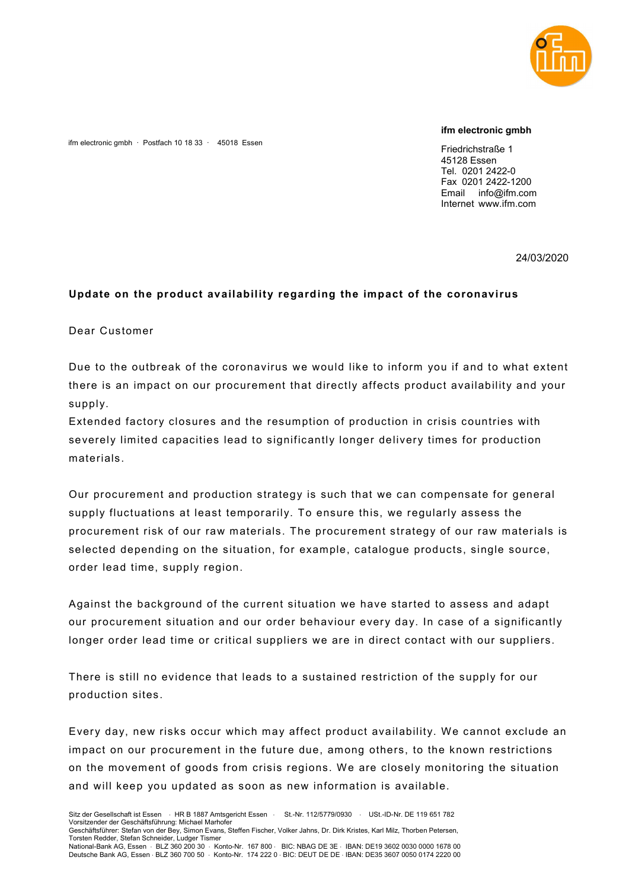ifm electronic gmbh · Postfach 10 18 33 · 45018 Essen

**ifm electronic gmbh**

Friedrichstraße 1
45128 Essen
Tel. 0201 2422-0
Fax 0201 2422-1200
Email info@ifm.com
Internet www.ifm.com

24/03/2020

**Update on the product availability regarding the impact of the coronavirus**

Dear Customer

Due to the outbreak of the coronavirus we would like to inform you if and to what extent there is an impact on our procurement that directly affects product availability and your supply.
Extended factory closures and the resumption of production in crisis countries with severely limited capacities lead to significantly longer delivery times for production materials.

Our procurement and production strategy is such that we can compensate for general supply fluctuations at least temporarily. To ensure this, we regularly assess the procurement risk of our raw materials. The procurement strategy of our raw materials is selected depending on the situation, for example, catalogue products, single source, order lead time, supply region.

Against the background of the current situation we have started to assess and adapt our procurement situation and our order behaviour every day. In case of a significantly longer order lead time or critical suppliers we are in direct contact with our suppliers.

There is still no evidence that leads to a sustained restriction of the supply for our production sites.

Every day, new risks occur which may affect product availability. We cannot exclude an impact on our procurement in the future due, among others, to the known restrictions on the movement of goods from crisis regions. We are closely monitoring the situation and will keep you updated as soon as new information is available.

Sitz der Gesellschaft ist Essen · HR B 1887 Amtsgericht Essen · St.-Nr. 112/5779/0930 · USt.-ID-Nr. DE 119 651 782
Vorsitzender der Geschäftsführung: Michael Marhofer
Geschäftsführer: Stefan von der Bey, Simon Evans, Steffen Fischer, Volker Jahns, Dr. Dirk Kristes, Karl Milz, Thorben Petersen, Torsten Redder, Stefan Schneider, Ludger Tismer
National-Bank AG, Essen · BLZ 360 200 30 · Konto-Nr. 167 800 · BIC: NBAG DE 3E · IBAN: DE19 3602 0030 0000 1678 00
Deutsche Bank AG, Essen · BLZ 360 700 50 · Konto-Nr. 174 222 0 · BIC: DEUT DE DE · IBAN: DE35 3607 0050 0174 2220 00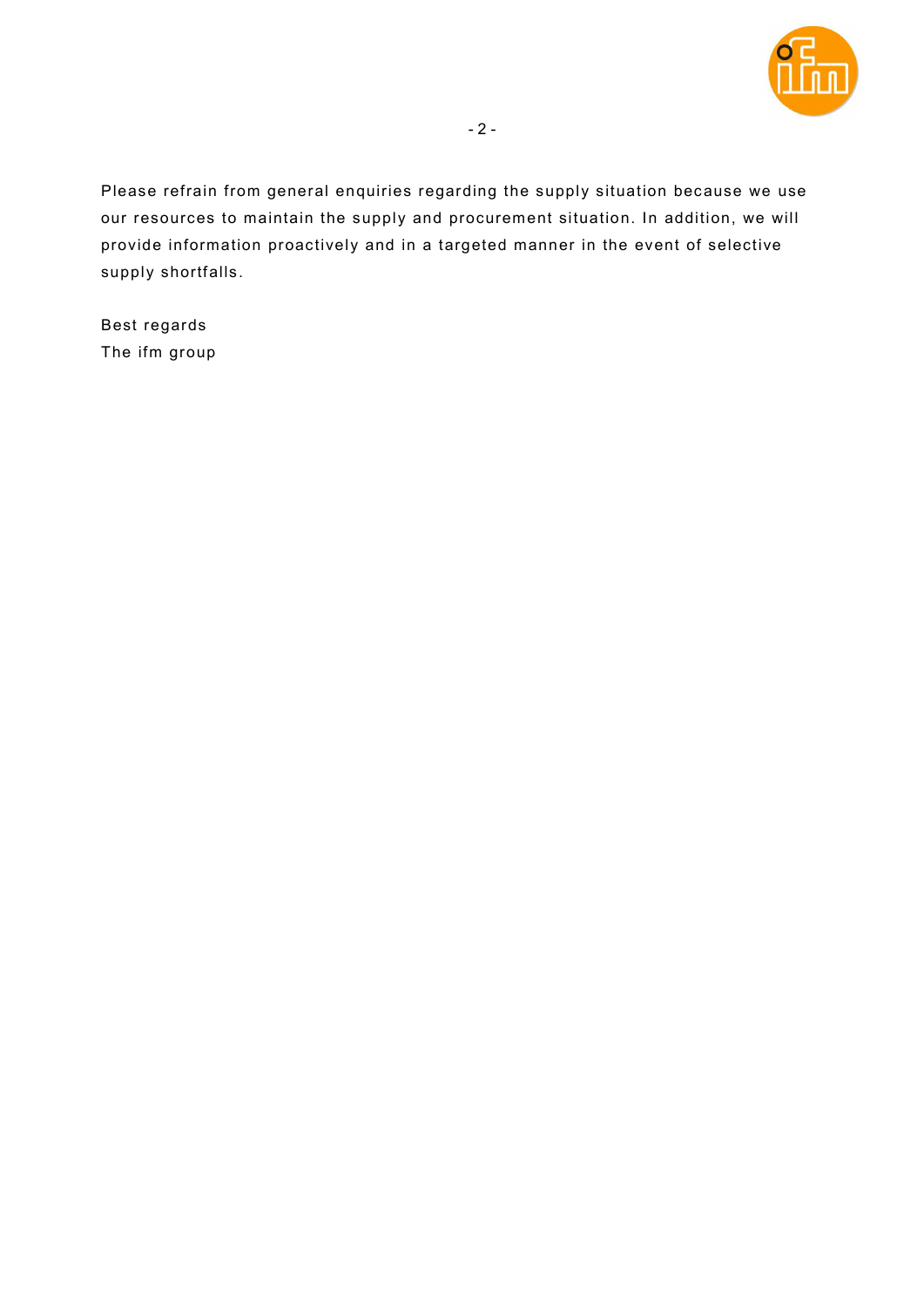Please refrain from general enquiries regarding the supply situation because we use our resources to maintain the supply and procurement situation. In addition, we will provide information proactively and in a targeted manner in the event of selective supply shortfalls.

Best regards
The ifm group